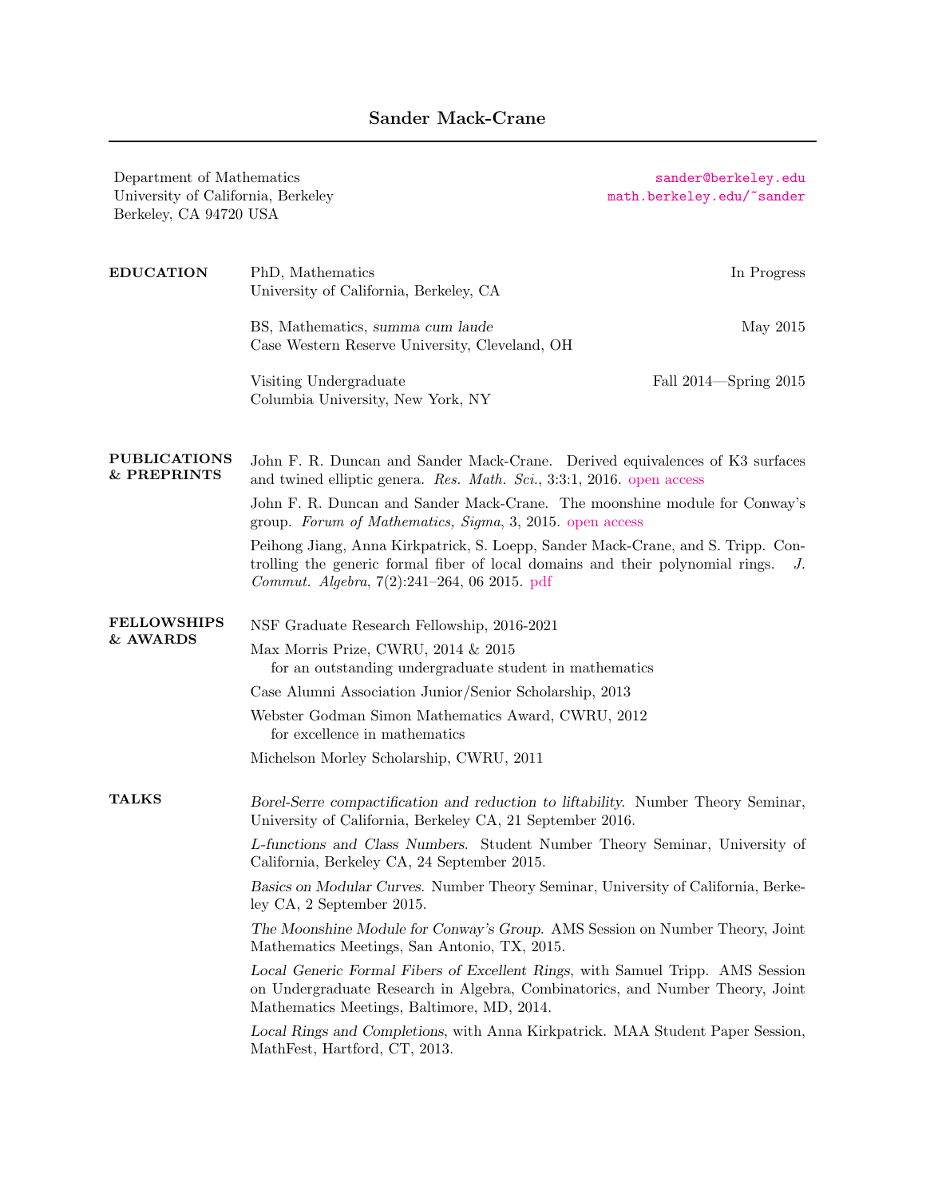# Sander Mack-Crane

Department of Mathematics
University of California, Berkeley
Berkeley, CA 94720 USA

sander@berkeley.edu
math.berkeley.edu/~sander

## EDUCATION

PhD, Mathematics — In Progress
University of California, Berkeley, CA

BS, Mathematics, *summa cum laude* — May 2015
Case Western Reserve University, Cleveland, OH

Visiting Undergraduate — Fall 2014—Spring 2015
Columbia University, New York, NY

## PUBLICATIONS & PREPRINTS

John F. R. Duncan and Sander Mack-Crane. Derived equivalences of K3 surfaces and twined elliptic genera. *Res. Math. Sci.*, 3:3:1, 2016. open access

John F. R. Duncan and Sander Mack-Crane. The moonshine module for Conway's group. *Forum of Mathematics, Sigma*, 3, 2015. open access

Peihong Jiang, Anna Kirkpatrick, S. Loepp, Sander Mack-Crane, and S. Tripp. Controlling the generic formal fiber of local domains and their polynomial rings. *J. Commut. Algebra*, 7(2):241–264, 06 2015. pdf

## FELLOWSHIPS & AWARDS

NSF Graduate Research Fellowship, 2016-2021

Max Morris Prize, CWRU, 2014 & 2015
for an outstanding undergraduate student in mathematics

Case Alumni Association Junior/Senior Scholarship, 2013

Webster Godman Simon Mathematics Award, CWRU, 2012
for excellence in mathematics

Michelson Morley Scholarship, CWRU, 2011

## TALKS

*Borel-Serre compactification and reduction to liftability*. Number Theory Seminar, University of California, Berkeley CA, 21 September 2016.

*L-functions and Class Numbers*. Student Number Theory Seminar, University of California, Berkeley CA, 24 September 2015.

*Basics on Modular Curves*. Number Theory Seminar, University of California, Berkeley CA, 2 September 2015.

*The Moonshine Module for Conway's Group*. AMS Session on Number Theory, Joint Mathematics Meetings, San Antonio, TX, 2015.

*Local Generic Formal Fibers of Excellent Rings*, with Samuel Tripp. AMS Session on Undergraduate Research in Algebra, Combinatorics, and Number Theory, Joint Mathematics Meetings, Baltimore, MD, 2014.

*Local Rings and Completions*, with Anna Kirkpatrick. MAA Student Paper Session, MathFest, Hartford, CT, 2013.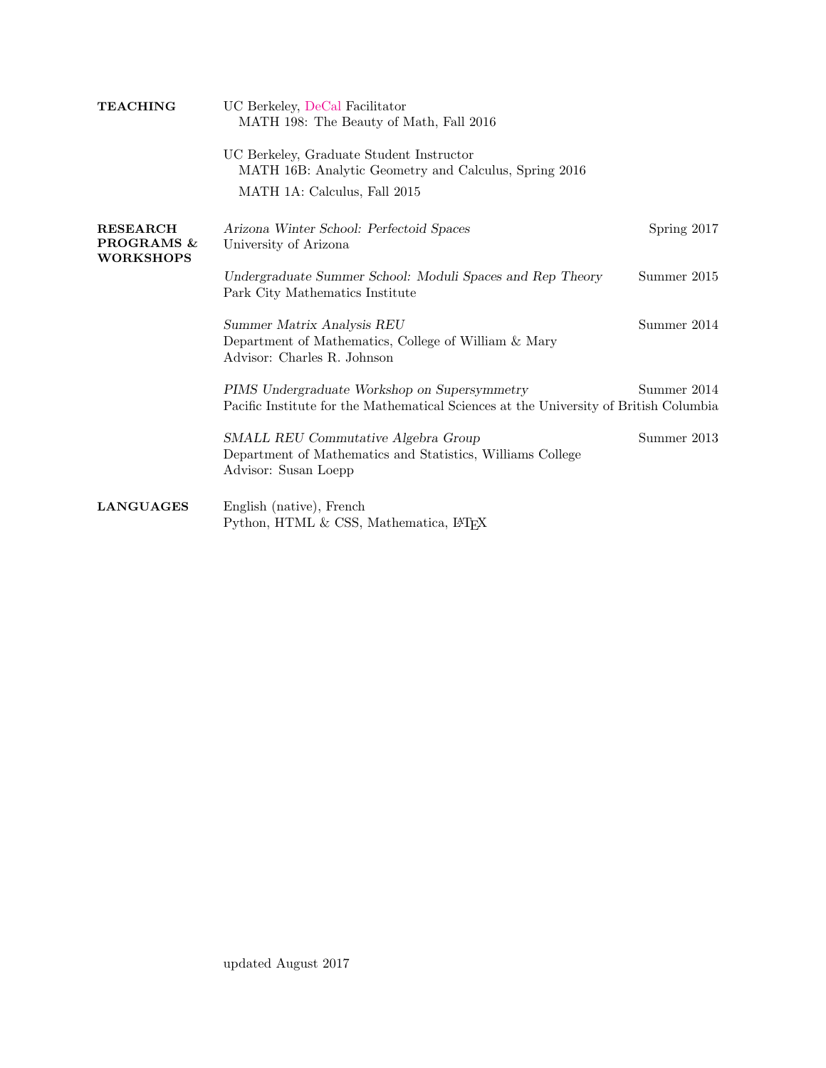## TEACHING

UC Berkeley, DeCal Facilitator
MATH 198: The Beauty of Math, Fall 2016

UC Berkeley, Graduate Student Instructor
MATH 16B: Analytic Geometry and Calculus, Spring 2016
MATH 1A: Calculus, Fall 2015

## RESEARCH PROGRAMS & WORKSHOPS

*Arizona Winter School: Perfectoid Spaces* — Spring 2017
University of Arizona

*Undergraduate Summer School: Moduli Spaces and Rep Theory* — Summer 2015
Park City Mathematics Institute

*Summer Matrix Analysis REU* — Summer 2014
Department of Mathematics, College of William & Mary
Advisor: Charles R. Johnson

*PIMS Undergraduate Workshop on Supersymmetry* — Summer 2014
Pacific Institute for the Mathematical Sciences at the University of British Columbia

*SMALL REU Commutative Algebra Group* — Summer 2013
Department of Mathematics and Statistics, Williams College
Advisor: Susan Loepp

## LANGUAGES

English (native), French
Python, HTML & CSS, Mathematica, LaTeX

updated August 2017